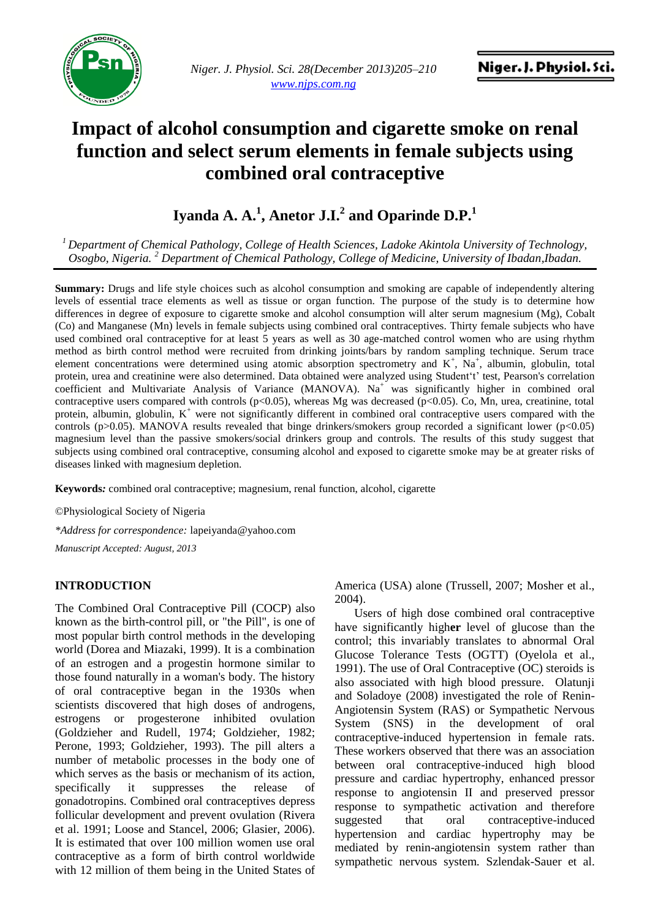# Impact of alcohol consumption and cigarette smoke on renal function and select serum elements in female subjects using combined oral contraceptive

## Iyanda A. A.[1], Anetor J.I.[2] and Oparinde D.P.[1]

*[1] Department of Chemical Pathology, College of Health Sciences, Ladoke Akintola University of Technology, Osogbo, Nigeria. [2] Department of Chemical Pathology, College of Medicine, University of Ibadan,Ibadan.*

**Summary:** Drugs and life style choices such as alcohol consumption and smoking are capable of independently altering levels of essential trace elements as well as tissue or organ function. The purpose of the study is to determine how differences in degree of exposure to cigarette smoke and alcohol consumption will alter serum magnesium (Mg), Cobalt (Co) and Manganese (Mn) levels in female subjects using combined oral contraceptives. Thirty female subjects who have used combined oral contraceptive for at least 5 years as well as 30 age-matched control women who are using rhythm method as birth control method were recruited from drinking joints/bars by random sampling technique. Serum trace element concentrations were determined using atomic absorption spectrometry and $K^+$, $Na^+$, albumin, globulin, total protein, urea and creatinine were also determined. Data obtained were analyzed using Student't' test, Pearson's correlation coefficient and Multivariate Analysis of Variance (MANOVA). $Na^+$ was significantly higher in combined oral contraceptive users compared with controls ($p<0.05$), whereas Mg was decreased ($p<0.05$). Co, Mn, urea, creatinine, total protein, albumin, globulin, $K^+$ were not significantly different in combined oral contraceptive users compared with the controls ($p>0.05$). MANOVA results revealed that binge drinkers/smokers group recorded a significant lower ($p<0.05$) magnesium level than the passive smokers/social drinkers group and controls. The results of this study suggest that subjects using combined oral contraceptive, consuming alcohol and exposed to cigarette smoke may be at greater risks of diseases linked with magnesium depletion.

**Keywords***:* combined oral contraceptive; magnesium, renal function, alcohol, cigarette

©Physiological Society of Nigeria

*\*Address for correspondence:* lapeiyanda@yahoo.com

*Manuscript Accepted: August, 2013*

## INTRODUCTION

The Combined Oral Contraceptive Pill (COCP) also known as the birth-control pill, or "the Pill", is one of most popular birth control methods in the developing world (Dorea and Miazaki, 1999). It is a combination of an estrogen and a progestin hormone similar to those found naturally in a woman's body. The history of oral contraceptive began in the 1930s when scientists discovered that high doses of androgens, estrogens or progesterone inhibited ovulation (Goldzieher and Rudell, 1974; Goldzieher, 1982; Perone, 1993; Goldzieher, 1993). The pill alters a number of metabolic processes in the body one of which serves as the basis or mechanism of its action, specifically it suppresses the release of gonadotropins. Combined oral contraceptives depress follicular development and prevent ovulation (Rivera et al. 1991; Loose and Stancel, 2006; Glasier, 2006). It is estimated that over 100 million women use oral contraceptive as a form of birth control worldwide with 12 million of them being in the United States of America (USA) alone (Trussell, 2007; Mosher et al., 2004).

Users of high dose combined oral contraceptive have significantly higher level of glucose than the control; this invariably translates to abnormal Oral Glucose Tolerance Tests (OGTT) (Oyelola et al., 1991). The use of Oral Contraceptive (OC) steroids is also associated with high blood pressure. Olatunji and Soladoye (2008) investigated the role of Renin-Angiotensin System (RAS) or Sympathetic Nervous System (SNS) in the development of oral contraceptive-induced hypertension in female rats. These workers observed that there was an association between oral contraceptive-induced high blood pressure and cardiac hypertrophy, enhanced pressor response to angiotensin II and preserved pressor response to sympathetic activation and therefore suggested that oral contraceptive-induced hypertension and cardiac hypertrophy may be mediated by renin-angiotensin system rather than sympathetic nervous system. Szlendak-Sauer et al.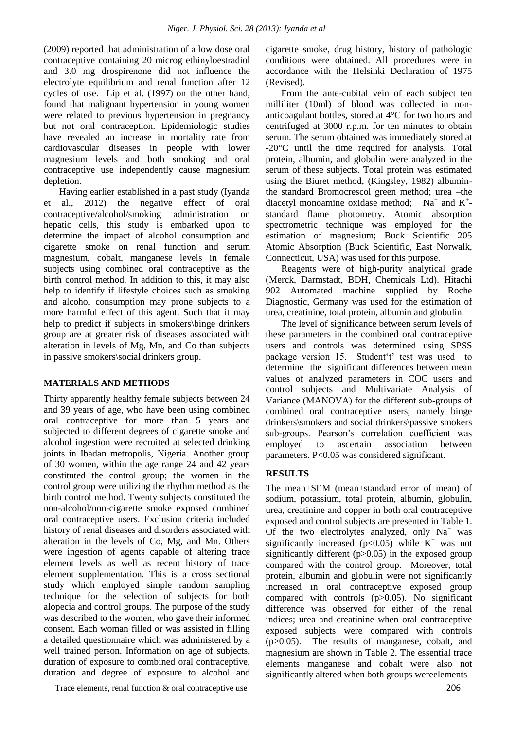(2009) reported that administration of a low dose oral contraceptive containing 20 microg ethinyloestradiol and 3.0 mg drospirenone did not influence the electrolyte equilibrium and renal function after 12 cycles of use. Lip et al. (1997) on the other hand, found that malignant hypertension in young women were related to previous hypertension in pregnancy but not oral contraception. Epidemiologic studies have revealed an increase in mortality rate from cardiovascular diseases in people with lower magnesium levels and both smoking and oral contraceptive use independently cause magnesium depletion.

Having earlier established in a past study (Iyanda et al., 2012) the negative effect of oral contraceptive/alcohol/smoking administration on hepatic cells, this study is embarked upon to determine the impact of alcohol consumption and cigarette smoke on renal function and serum magnesium, cobalt, manganese levels in female subjects using combined oral contraceptive as the birth control method. In addition to this, it may also help to identify if lifestyle choices such as smoking and alcohol consumption may prone subjects to a more harmful effect of this agent. Such that it may help to predict if subjects in smokers\binge drinkers group are at greater risk of diseases associated with alteration in levels of Mg, Mn, and Co than subjects in passive smokers\social drinkers group.

## MATERIALS AND METHODS

Thirty apparently healthy female subjects between 24 and 39 years of age, who have been using combined oral contraceptive for more than 5 years and subjected to different degrees of cigarette smoke and alcohol ingestion were recruited at selected drinking joints in Ibadan metropolis, Nigeria. Another group of 30 women, within the age range 24 and 42 years constituted the control group; the women in the control group were utilizing the rhythm method as the birth control method. Twenty subjects constituted the non-alcohol/non-cigarette smoke exposed combined oral contraceptive users. Exclusion criteria included history of renal diseases and disorders associated with alteration in the levels of Co, Mg, and Mn. Others were ingestion of agents capable of altering trace element levels as well as recent history of trace element supplementation. This is a cross sectional study which employed simple random sampling technique for the selection of subjects for both alopecia and control groups. The purpose of the study was described to the women, who gave their informed consent. Each woman filled or was assisted in filling a detailed questionnaire which was administered by a well trained person. Information on age of subjects, duration of exposure to combined oral contraceptive, duration and degree of exposure to alcohol and cigarette smoke, drug history, history of pathologic conditions were obtained. All procedures were in accordance with the Helsinki Declaration of 1975 (Revised).

From the ante-cubital vein of each subject ten milliliter (10ml) of blood was collected in non-anticoagulant bottles, stored at 4°C for two hours and centrifuged at 3000 r.p.m. for ten minutes to obtain serum. The serum obtained was immediately stored at -20°C until the time required for analysis. Total protein, albumin, and globulin were analyzed in the serum of these subjects. Total protein was estimated using the Biuret method, (Kingsley, 1982) albumin- the standard Bromocrescol green method; urea –the diacetyl monoamine oxidase method; $Na^+$ and $K^+$- standard flame photometry. Atomic absorption spectrometric technique was employed for the estimation of magnesium; Buck Scientific 205 Atomic Absorption (Buck Scientific, East Norwalk, Connecticut, USA) was used for this purpose.

Reagents were of high-purity analytical grade (Merck, Darmstadt, BDH, Chemicals Ltd). Hitachi 902 Automated machine supplied by Roche Diagnostic, Germany was used for the estimation of urea, creatinine, total protein, albumin and globulin.

The level of significance between serum levels of these parameters in the combined oral contraceptive users and controls was determined using SPSS package version 15. Student't' test was used to determine the significant differences between mean values of analyzed parameters in COC users and control subjects and Multivariate Analysis of Variance (MANOVA) for the different sub-groups of combined oral contraceptive users; namely binge drinkers\smokers and social drinkers\passive smokers sub-groups. Pearson's correlation coefficient was employed to ascertain association between parameters. P<0.05 was considered significant.

## RESULTS

The mean±SEM (mean±standard error of mean) of sodium, potassium, total protein, albumin, globulin, urea, creatinine and copper in both oral contraceptive exposed and control subjects are presented in Table 1. Of the two electrolytes analyzed, only $Na^+$ was significantly increased ($p<0.05$) while $K^+$ was not significantly different ($p>0.05$) in the exposed group compared with the control group. Moreover, total protein, albumin and globulin were not significantly increased in oral contraceptive exposed group compared with controls ($p>0.05$). No significant difference was observed for either of the renal indices; urea and creatinine when oral contraceptive exposed subjects were compared with controls ($p>0.05$). The results of manganese, cobalt, and magnesium are shown in Table 2. The essential trace elements manganese and cobalt were also not significantly altered when both groups wereelements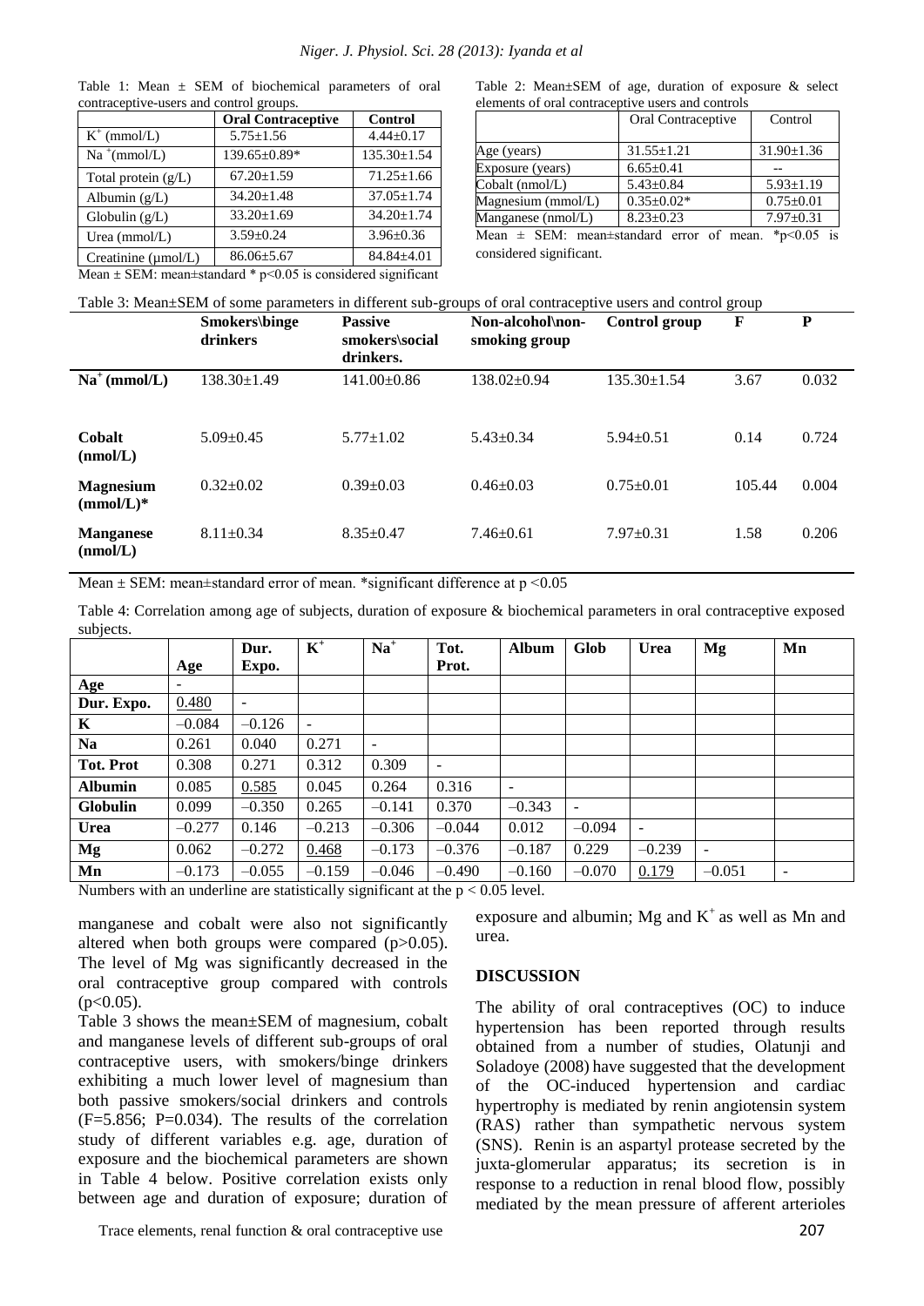Table 1: Mean ± SEM of biochemical parameters of oral contraceptive-users and control groups.

| | Oral Contraceptive | Control |
|---|---|---|
| $K^+$ (mmol/L) | 5.75±1.56 | 4.44±0.17 |
| $Na^+$(mmol/L) | 139.65±0.89* | 135.30±1.54 |
| Total protein (g/L) | 67.20±1.59 | 71.25±1.66 |
| Albumin (g/L) | 34.20±1.48 | 37.05±1.74 |
| Globulin (g/L) | 33.20±1.69 | 34.20±1.74 |
| Urea (mmol/L) | 3.59±0.24 | 3.96±0.36 |
| Creatinine (µmol/L) | 86.06±5.67 | 84.84±4.01 |

Mean ± SEM: mean±standard * $p<0.05$ is considered significant

Table 2: Mean±SEM of age, duration of exposure & select elements of oral contraceptive users and controls

| | Oral Contraceptive | Control |
|---|---|---|
| Age (years) | 31.55±1.21 | 31.90±1.36 |
| Exposure (years) | 6.65±0.41 | -- |
| Cobalt (nmol/L) | 5.43±0.84 | 5.93±1.19 |
| Magnesium (mmol/L) | 0.35±0.02* | 0.75±0.01 |
| Manganese (nmol/L) | 8.23±0.23 | 7.97±0.31 |

Mean ± SEM: mean±standard error of mean. *$p<0.05$ is considered significant.

Table 3: Mean±SEM of some parameters in different sub-groups of oral contraceptive users and control group

| | Smokers\binge drinkers | Passive smokers\social drinkers. | Non-alcohol\non-smoking group | Control group | F | P |
|---|---|---|---|---|---|---|
| **$Na^+$ (mmol/L)** | 138.30±1.49 | 141.00±0.86 | 138.02±0.94 | 135.30±1.54 | 3.67 | 0.032 |
| **Cobalt (nmol/L)** | 5.09±0.45 | 5.77±1.02 | 5.43±0.34 | 5.94±0.51 | 0.14 | 0.724 |
| **Magnesium (mmol/L)*** | 0.32±0.02 | 0.39±0.03 | 0.46±0.03 | 0.75±0.01 | 105.44 | 0.004 |
| **Manganese (nmol/L)** | 8.11±0.34 | 8.35±0.47 | 7.46±0.61 | 7.97±0.31 | 1.58 | 0.206 |

Mean ± SEM: mean±standard error of mean. *significant difference at $p<0.05$

Table 4: Correlation among age of subjects, duration of exposure & biochemical parameters in oral contraceptive exposed subjects.

| | Age | Dur. Expo. | $K^+$ | $Na^+$ | Tot. Prot. | Album | Glob | Urea | Mg | Mn |
|---|---|---|---|---|---|---|---|---|---|---|
| **Age** | - | | | | | | | | | |
| **Dur. Expo.** | <u>0.480</u> | - | | | | | | | | |
| **K** | –0.084 | –0.126 | - | | | | | | | |
| **Na** | 0.261 | 0.040 | 0.271 | - | | | | | | |
| **Tot. Prot** | 0.308 | 0.271 | 0.312 | 0.309 | - | | | | | |
| **Albumin** | 0.085 | <u>0.585</u> | 0.045 | 0.264 | 0.316 | - | | | | |
| **Globulin** | 0.099 | –0.350 | 0.265 | –0.141 | 0.370 | –0.343 | - | | | |
| **Urea** | –0.277 | 0.146 | –0.213 | –0.306 | –0.044 | 0.012 | –0.094 | - | | |
| **Mg** | 0.062 | –0.272 | <u>0.468</u> | –0.173 | –0.376 | –0.187 | 0.229 | –0.239 | - | |
| **Mn** | –0.173 | –0.055 | –0.159 | –0.046 | –0.490 | –0.160 | –0.070 | <u>0.179</u> | –0.051 | - |

Numbers with an underline are statistically significant at the $p < 0.05$ level.

manganese and cobalt were also not significantly altered when both groups were compared ($p>0.05$). The level of Mg was significantly decreased in the oral contraceptive group compared with controls ($p<0.05$).

Table 3 shows the mean±SEM of magnesium, cobalt and manganese levels of different sub-groups of oral contraceptive users, with smokers/binge drinkers exhibiting a much lower level of magnesium than both passive smokers/social drinkers and controls ($F=5.856$; $P=0.034$). The results of the correlation study of different variables e.g. age, duration of exposure and the biochemical parameters are shown in Table 4 below. Positive correlation exists only between age and duration of exposure; duration of exposure and albumin; Mg and $K^+$ as well as Mn and urea.

## DISCUSSION

The ability of oral contraceptives (OC) to induce hypertension has been reported through results obtained from a number of studies, Olatunji and Soladoye (2008) have suggested that the development of the OC-induced hypertension and cardiac hypertrophy is mediated by renin angiotensin system (RAS) rather than sympathetic nervous system (SNS). Renin is an aspartyl protease secreted by the juxta-glomerular apparatus; its secretion is in response to a reduction in renal blood flow, possibly mediated by the mean pressure of afferent arterioles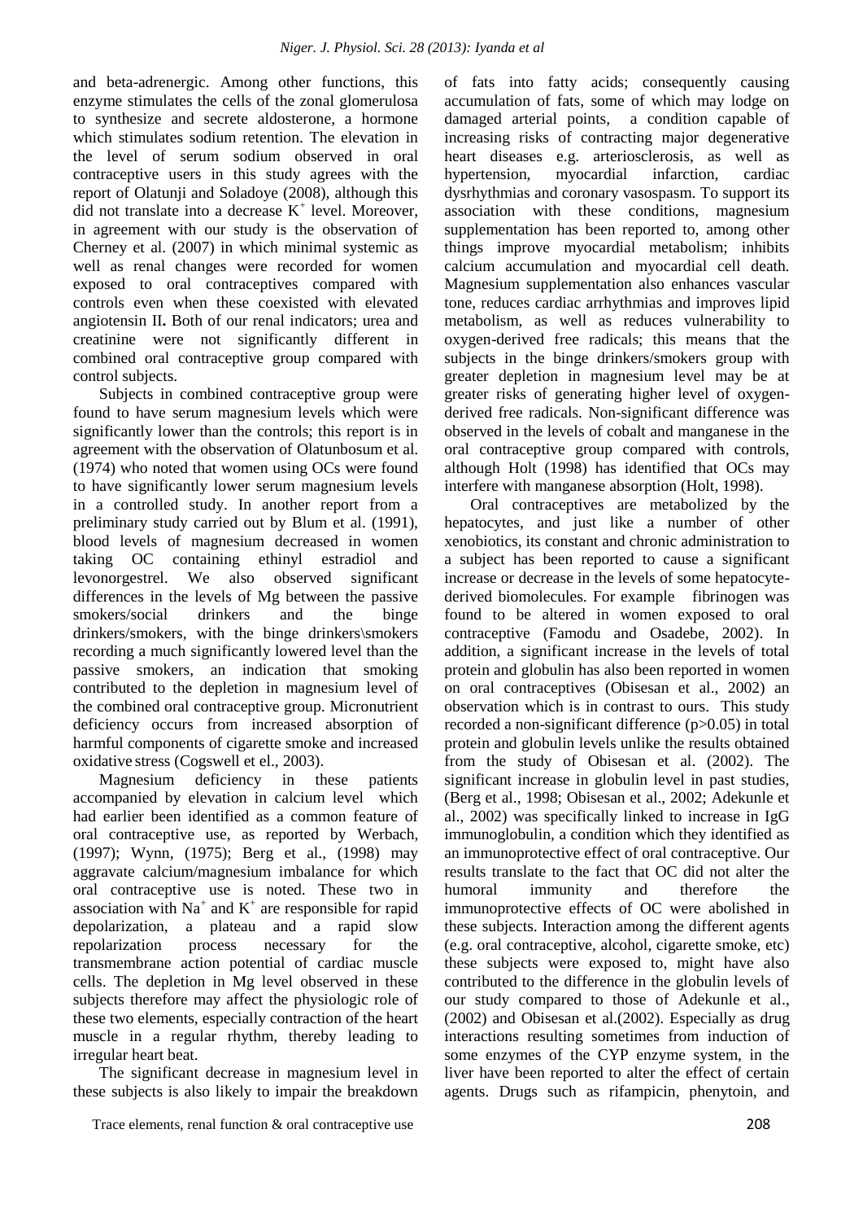and beta-adrenergic. Among other functions, this enzyme stimulates the cells of the zonal glomerulosa to synthesize and secrete aldosterone, a hormone which stimulates sodium retention. The elevation in the level of serum sodium observed in oral contraceptive users in this study agrees with the report of Olatunji and Soladoye (2008), although this did not translate into a decrease $K^+$ level. Moreover, in agreement with our study is the observation of Cherney et al. (2007) in which minimal systemic as well as renal changes were recorded for women exposed to oral contraceptives compared with controls even when these coexisted with elevated angiotensin II**.** Both of our renal indicators; urea and creatinine were not significantly different in combined oral contraceptive group compared with control subjects.

Subjects in combined contraceptive group were found to have serum magnesium levels which were significantly lower than the controls; this report is in agreement with the observation of Olatunbosum et al. (1974) who noted that women using OCs were found to have significantly lower serum magnesium levels in a controlled study. In another report from a preliminary study carried out by Blum et al. (1991), blood levels of magnesium decreased in women taking OC containing ethinyl estradiol and levonorgestrel. We also observed significant differences in the levels of Mg between the passive smokers/social drinkers and the binge drinkers/smokers, with the binge drinkers\smokers recording a much significantly lowered level than the passive smokers, an indication that smoking contributed to the depletion in magnesium level of the combined oral contraceptive group. Micronutrient deficiency occurs from increased absorption of harmful components of cigarette smoke and increased oxidative stress (Cogswell et el., 2003).

Magnesium deficiency in these patients accompanied by elevation in calcium level which had earlier been identified as a common feature of oral contraceptive use, as reported by Werbach, (1997); Wynn, (1975); Berg et al., (1998) may aggravate calcium/magnesium imbalance for which oral contraceptive use is noted. These two in association with $Na^+$ and $K^+$ are responsible for rapid depolarization, a plateau and a rapid slow repolarization process necessary for the transmembrane action potential of cardiac muscle cells. The depletion in Mg level observed in these subjects therefore may affect the physiologic role of these two elements, especially contraction of the heart muscle in a regular rhythm, thereby leading to irregular heart beat.

The significant decrease in magnesium level in these subjects is also likely to impair the breakdown of fats into fatty acids; consequently causing accumulation of fats, some of which may lodge on damaged arterial points, a condition capable of increasing risks of contracting major degenerative heart diseases e.g. arteriosclerosis, as well as hypertension, myocardial infarction, cardiac dysrhythmias and coronary vasospasm. To support its association with these conditions, magnesium supplementation has been reported to, among other things improve myocardial metabolism; inhibits calcium accumulation and myocardial cell death. Magnesium supplementation also enhances vascular tone, reduces cardiac arrhythmias and improves lipid metabolism, as well as reduces vulnerability to oxygen-derived free radicals; this means that the subjects in the binge drinkers/smokers group with greater depletion in magnesium level may be at greater risks of generating higher level of oxygen-derived free radicals. Non-significant difference was observed in the levels of cobalt and manganese in the oral contraceptive group compared with controls, although Holt (1998) has identified that OCs may interfere with manganese absorption (Holt, 1998).

Oral contraceptives are metabolized by the hepatocytes, and just like a number of other xenobiotics, its constant and chronic administration to a subject has been reported to cause a significant increase or decrease in the levels of some hepatocyte-derived biomolecules. For example fibrinogen was found to be altered in women exposed to oral contraceptive (Famodu and Osadebe, 2002). In addition, a significant increase in the levels of total protein and globulin has also been reported in women on oral contraceptives (Obisesan et al., 2002) an observation which is in contrast to ours. This study recorded a non-significant difference ($p>0.05$) in total protein and globulin levels unlike the results obtained from the study of Obisesan et al. (2002). The significant increase in globulin level in past studies, (Berg et al., 1998; Obisesan et al., 2002; Adekunle et al., 2002) was specifically linked to increase in IgG immunoglobulin, a condition which they identified as an immunoprotective effect of oral contraceptive. Our results translate to the fact that OC did not alter the humoral immunity and therefore the immunoprotective effects of OC were abolished in these subjects. Interaction among the different agents (e.g. oral contraceptive, alcohol, cigarette smoke, etc) these subjects were exposed to, might have also contributed to the difference in the globulin levels of our study compared to those of Adekunle et al., (2002) and Obisesan et al.(2002). Especially as drug interactions resulting sometimes from induction of some enzymes of the CYP enzyme system, in the liver have been reported to alter the effect of certain agents. Drugs such as rifampicin, phenytoin, and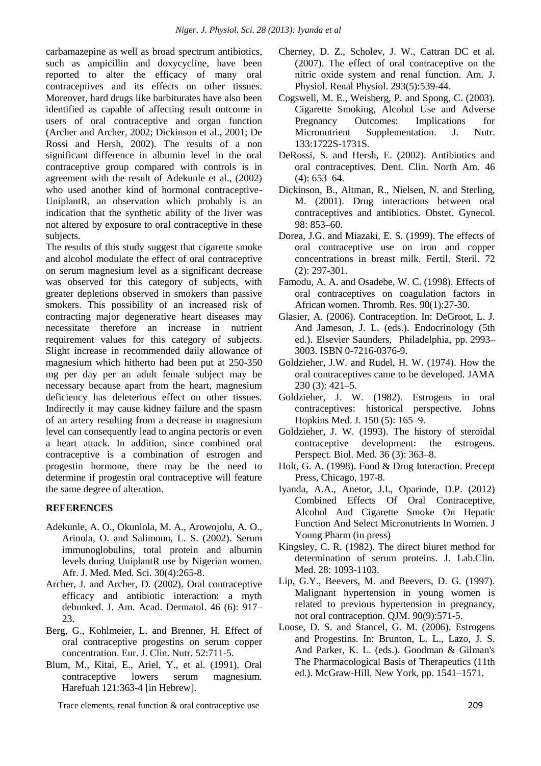carbamazepine as well as broad spectrum antibiotics, such as ampicillin and doxycycline, have been reported to alter the efficacy of many oral contraceptives and its effects on other tissues. Moreover, hard drugs like barbiturates have also been identified as capable of affecting result outcome in users of oral contraceptive and organ function (Archer and Archer, 2002; Dickinson et al., 2001; De Rossi and Hersh, 2002). The results of a non significant difference in albumin level in the oral contraceptive group compared with controls is in agreement with the result of Adekunle et al., (2002) who used another kind of hormonal contraceptive-UniplantR, an observation which probably is an indication that the synthetic ability of the liver was not altered by exposure to oral contraceptive in these subjects.

The results of this study suggest that cigarette smoke and alcohol modulate the effect of oral contraceptive on serum magnesium level as a significant decrease was observed for this category of subjects, with greater depletions observed in smokers than passive smokers. This possibility of an increased risk of contracting major degenerative heart diseases may necessitate therefore an increase in nutrient requirement values for this category of subjects. Slight increase in recommended daily allowance of magnesium which hitherto had been put at 250-350 mg per day per an adult female subject may be necessary because apart from the heart, magnesium deficiency has deleterious effect on other tissues. Indirectly it may cause kidney failure and the spasm of an artery resulting from a decrease in magnesium level can consequently lead to angina pectoris or even a heart attack. In addition, since combined oral contraceptive is a combination of estrogen and progestin hormone, there may be the need to determine if progestin oral contraceptive will feature the same degree of alteration.

## REFERENCES

Adekunle, A. O., Okunlola, M. A., Arowojolu, A. O., Arinola, O. and Salimonu, L. S. (2002). Serum immunoglobulins, total protein and albumin levels during UniplantR use by Nigerian women. Afr. J. Med. Med. Sci. 30(4):265-8.

Archer, J. and Archer, D. (2002). Oral contraceptive efficacy and antibiotic interaction: a myth debunked. J. Am. Acad. Dermatol. 46 (6): 917–23.

Berg, G., Kohlmeier, L. and Brenner, H. Effect of oral contraceptive progestins on serum copper concentration. Eur. J. Clin. Nutr. 52:711-5.

Blum, M., Kitai, E., Ariel, Y., et al. (1991). Oral contraceptive lowers serum magnesium. Harefuah 121:363-4 [in Hebrew].

Cherney, D. Z., Scholev, J. W., Cattran DC et al. (2007). The effect of oral contraceptive on the nitric oxide system and renal function. Am. J. Physiol. Renal Physiol. 293(5):539-44.

Cogswell, M. E., Weisberg, P. and Spong, C. (2003). Cigarette Smoking, Alcohol Use and Adverse Pregnancy Outcomes: Implications for Micronutrient Supplementation. J. Nutr. 133:1722S-1731S.

DeRossi, S. and Hersh, E. (2002). Antibiotics and oral contraceptives. Dent. Clin. North Am. 46 (4): 653–64.

Dickinson, B., Altman, R., Nielsen, N. and Sterling, M. (2001). Drug interactions between oral contraceptives and antibiotics. Obstet. Gynecol. 98: 853–60.

Dorea, J.G. and Miazaki, E. S. (1999). The effects of oral contraceptive use on iron and copper concentrations in breast milk. Fertil. Steril. 72 (2): 297-301.

Famodu, A. A. and Osadebe, W. C. (1998). Effects of oral contraceptives on coagulation factors in African women. Thromb. Res. 90(1):27-30.

Glasier, A. (2006). Contraception. In: DeGroot, L. J. And Jameson, J. L. (eds.). Endocrinology (5th ed.). Elsevier Saunders, Philadelphia, pp. 2993–3003. ISBN 0-7216-0376-9.

Goldzieher, J.W. and Rudel, H. W. (1974). How the oral contraceptives came to be developed. JAMA 230 (3): 421–5.

Goldzieher, J. W. (1982). Estrogens in oral contraceptives: historical perspective. Johns Hopkins Med. J. 150 (5): 165–9.

Goldzieher, J. W. (1993). The history of steroidal contraceptive development: the estrogens. Perspect. Biol. Med. 36 (3): 363–8.

Holt, G. A. (1998). Food & Drug Interaction. Precept Press, Chicago, 197-8.

Iyanda, A.A., Anetor, J.I., Oparinde, D.P. (2012) Combined Effects Of Oral Contraceptive, Alcohol And Cigarette Smoke On Hepatic Function And Select Micronutrients In Women. J Young Pharm (in press)

Kingsley, C. R. (1982). The direct biuret method for determination of serum proteins. J. Lab.Clin. Med. 28: 1093-1103.

Lip, G.Y., Beevers, M. and Beevers, D. G. (1997). Malignant hypertension in young women is related to previous hypertension in pregnancy, not oral contraception. QJM. 90(9):571-5.

Loose, D. S. and Stancel, G. M. (2006). Estrogens and Progestins. In: Brunton, L. L., Lazo, J. S. And Parker, K. L. (eds.). Goodman & Gilman's The Pharmacological Basis of Therapeutics (11th ed.). McGraw-Hill. New York, pp. 1541–1571.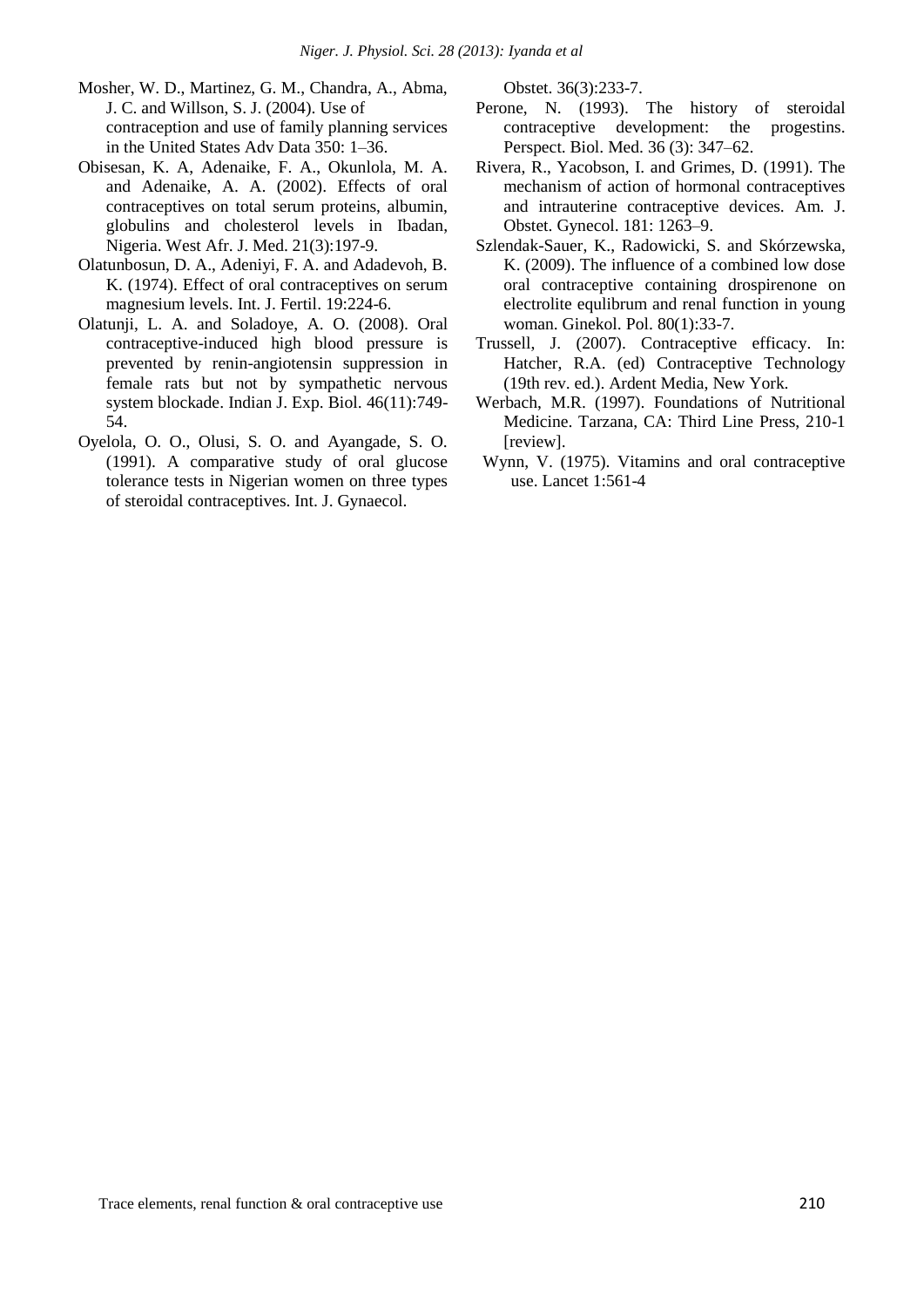Mosher, W. D., Martinez, G. M., Chandra, A., Abma, J. C. and Willson, S. J. (2004). Use of contraception and use of family planning services in the United States Adv Data 350: 1–36.

Obisesan, K. A, Adenaike, F. A., Okunlola, M. A. and Adenaike, A. A. (2002). Effects of oral contraceptives on total serum proteins, albumin, globulins and cholesterol levels in Ibadan, Nigeria. West Afr. J. Med. 21(3):197-9.

Olatunbosun, D. A., Adeniyi, F. A. and Adadevoh, B. K. (1974). Effect of oral contraceptives on serum magnesium levels. Int. J. Fertil. 19:224-6.

Olatunji, L. A. and Soladoye, A. O. (2008). Oral contraceptive-induced high blood pressure is prevented by renin-angiotensin suppression in female rats but not by sympathetic nervous system blockade. Indian J. Exp. Biol. 46(11):749-54.

Oyelola, O. O., Olusi, S. O. and Ayangade, S. O. (1991). A comparative study of oral glucose tolerance tests in Nigerian women on three types of steroidal contraceptives. Int. J. Gynaecol. Obstet. 36(3):233-7.

Perone, N. (1993). The history of steroidal contraceptive development: the progestins. Perspect. Biol. Med. 36 (3): 347–62.

Rivera, R., Yacobson, I. and Grimes, D. (1991). The mechanism of action of hormonal contraceptives and intrauterine contraceptive devices. Am. J. Obstet. Gynecol. 181: 1263–9.

Szlendak-Sauer, K., Radowicki, S. and Skórzewska, K. (2009). The influence of a combined low dose oral contraceptive containing drospirenone on electrolite equlibrum and renal function in young woman. Ginekol. Pol. 80(1):33-7.

Trussell, J. (2007). Contraceptive efficacy. In: Hatcher, R.A. (ed) Contraceptive Technology (19th rev. ed.). Ardent Media, New York.

Werbach, M.R. (1997). Foundations of Nutritional Medicine. Tarzana, CA: Third Line Press, 210-1 [review].

Wynn, V. (1975). Vitamins and oral contraceptive use. Lancet 1:561-4